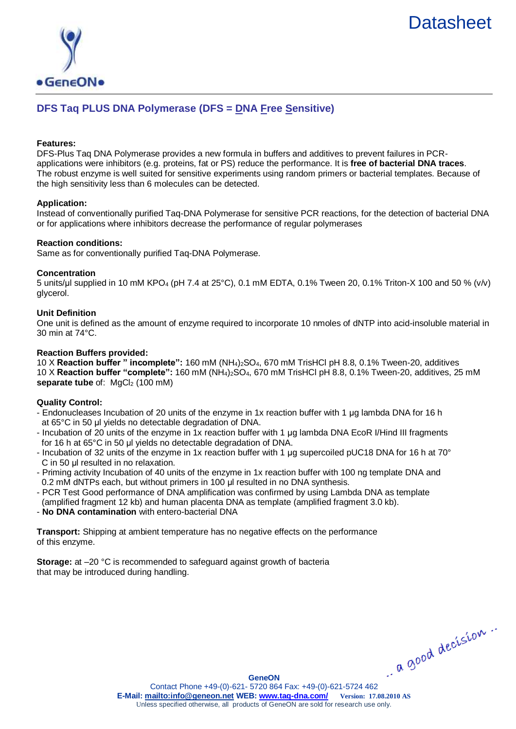Datasheet

GeneON

## DFS Taq PLUS DNA Polymerase (DFS = DNA Free Sensitive)

**Features:**
DFS-Plus Taq DNA Polymerase provides a new formula in buffers and additives to prevent failures in PCR-applications were inhibitors (e.g. proteins, fat or PS) reduce the performance. It is **free of bacterial DNA traces**. The robust enzyme is well suited for sensitive experiments using random primers or bacterial templates. Because of the high sensitivity less than 6 molecules can be detected.

**Application:**
Instead of conventionally purified Taq-DNA Polymerase for sensitive PCR reactions, for the detection of bacterial DNA or for applications where inhibitors decrease the performance of regular polymerases

**Reaction conditions:**
Same as for conventionally purified Taq-DNA Polymerase.

**Concentration**
5 units/µl supplied in 10 mM $KPO_4$ (pH 7.4 at 25°C), 0.1 mM EDTA, 0.1% Tween 20, 0.1% Triton-X 100 and 50 % (v/v) glycerol.

**Unit Definition**
One unit is defined as the amount of enzyme required to incorporate 10 nmoles of dNTP into acid-insoluble material in 30 min at 74°C.

**Reaction Buffers provided:**
10 X **Reaction buffer " incomplete":** 160 mM $(NH_4)_2SO_4$, 670 mM TrisHCl pH 8.8, 0.1% Tween-20, additives
10 X **Reaction buffer "complete":** 160 mM $(NH_4)_2SO_4$, 670 mM TrisHCl pH 8.8, 0.1% Tween-20, additives, 25 mM
**separate tube** of: $MgCl_2$ (100 mM)

**Quality Control:**
- Endonucleases Incubation of 20 units of the enzyme in 1x reaction buffer with 1 µg lambda DNA for 16 h at 65°C in 50 µl yields no detectable degradation of DNA.
- Incubation of 20 units of the enzyme in 1x reaction buffer with 1 µg lambda DNA EcoR I/Hind III fragments for 16 h at 65°C in 50 µl yields no detectable degradation of DNA.
- Incubation of 32 units of the enzyme in 1x reaction buffer with 1 µg supercoiled pUC18 DNA for 16 h at 70° C in 50 µl resulted in no relaxation.
- Priming activity Incubation of 40 units of the enzyme in 1x reaction buffer with 100 ng template DNA and 0.2 mM dNTPs each, but without primers in 100 µl resulted in no DNA synthesis.
- PCR Test Good performance of DNA amplification was confirmed by using Lambda DNA as template (amplified fragment 12 kb) and human placenta DNA as template (amplified fragment 3.0 kb).
- **No DNA contamination** with entero-bacterial DNA

**Transport:** Shipping at ambient temperature has no negative effects on the performance of this enzyme.

**Storage:** at –20 °C is recommended to safeguard against growth of bacteria that may be introduced during handling.

.. a good decision ..

**GeneON**
Contact Phone +49-(0)-621- 5720 864 Fax: +49-(0)-621-5724 462
**E-Mail: mailto:info@geneon.net WEB: www.taq-dna.com/** **Version: 17.08.2010 AS**
Unless specified otherwise, all products of GeneON are sold for research use only.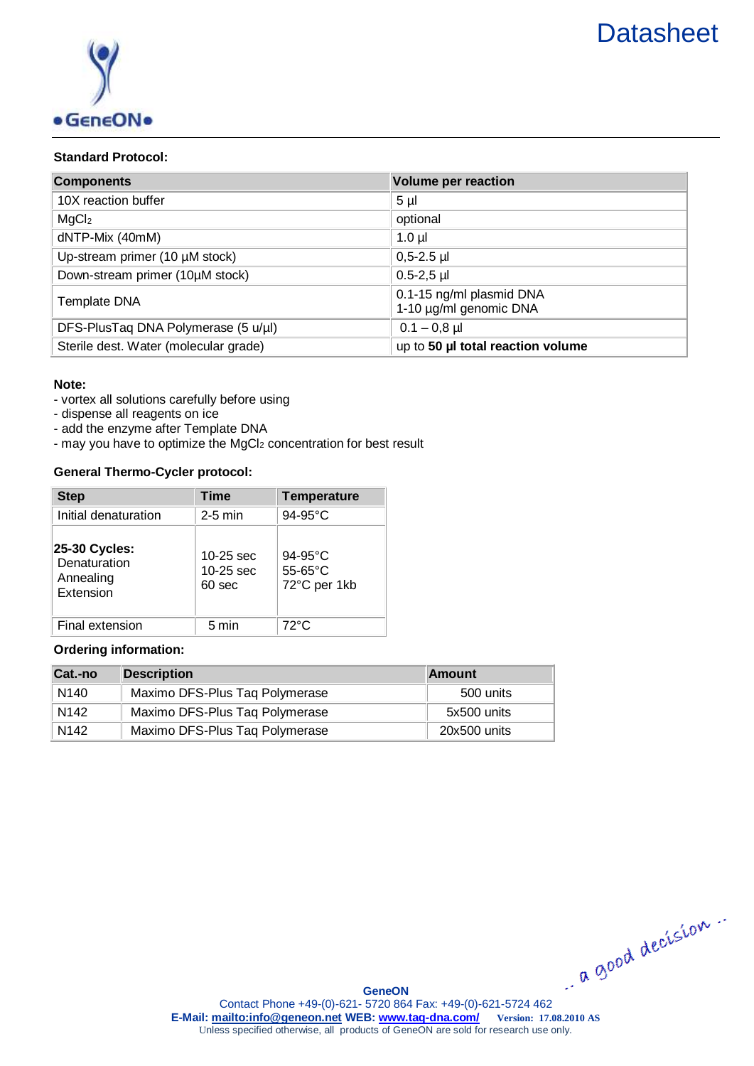# Datasheet

**Standard Protocol:**

| Components | Volume per reaction |
|---|---|
| 10X reaction buffer | 5 µl |
| $MgCl_2$ | optional |
| dNTP-Mix (40mM) | 1.0 µl |
| Up-stream primer (10 µM stock) | 0,5-2.5 µl |
| Down-stream primer (10µM stock) | 0.5-2,5 µl |
| Template DNA | 0.1-15 ng/ml plasmid DNA<br>1-10 µg/ml genomic DNA |
| DFS-PlusTaq DNA Polymerase (5 u/µl) | 0.1 – 0,8 µl |
| Sterile dest. Water (molecular grade) | up to **50 µl total reaction volume** |

**Note:**
- vortex all solutions carefully before using
- dispense all reagents on ice
- add the enzyme after Template DNA
- may you have to optimize the $MgCl_2$ concentration for best result

**General Thermo-Cycler protocol:**

| Step | Time | Temperature |
|---|---|---|
| Initial denaturation | 2-5 min | 94-95°C |
| **25-30 Cycles:** | | |
| Denaturation | 10-25 sec | 94-95°C |
| Annealing | 10-25 sec | 55-65°C |
| Extension | 60 sec | 72°C per 1kb |
| Final extension | 5 min | 72°C |

**Ordering information:**

| Cat.-no | Description | Amount |
|---|---|---|
| N140 | Maximo DFS-Plus Taq Polymerase | 500 units |
| N142 | Maximo DFS-Plus Taq Polymerase | 5x500 units |
| N142 | Maximo DFS-Plus Taq Polymerase | 20x500 units |

.. a good decision ..

GeneON
Contact Phone +49-(0)-621- 5720 864 Fax: +49-(0)-621-5724 462
E-Mail: mailto:info@geneon.net WEB: www.taq-dna.com/ Version: 17.08.2010 AS
Unless specified otherwise, all products of GeneON are sold for research use only.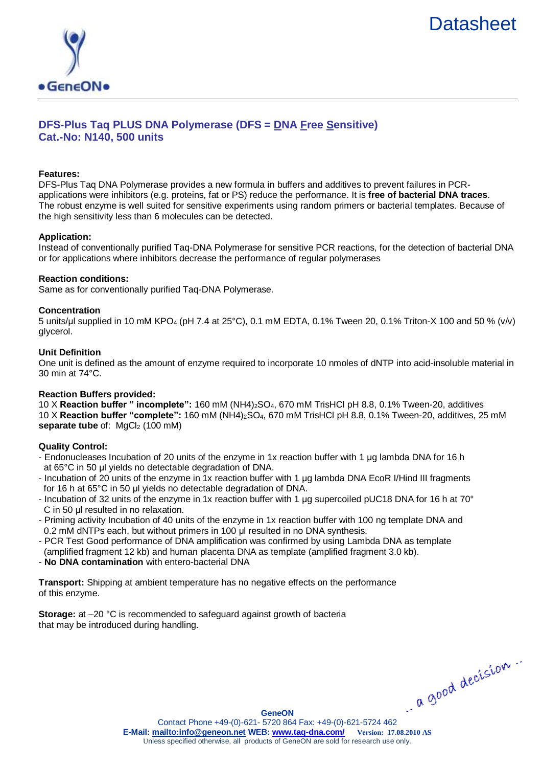Datasheet

# DFS-Plus Taq PLUS DNA Polymerase (DFS = DNA Free Sensitive)
## Cat.-No: N140, 500 units

**Features:**
DFS-Plus Taq DNA Polymerase provides a new formula in buffers and additives to prevent failures in PCR-applications were inhibitors (e.g. proteins, fat or PS) reduce the performance. It is **free of bacterial DNA traces**. The robust enzyme is well suited for sensitive experiments using random primers or bacterial templates. Because of the high sensitivity less than 6 molecules can be detected.

**Application:**
Instead of conventionally purified Taq-DNA Polymerase for sensitive PCR reactions, for the detection of bacterial DNA or for applications where inhibitors decrease the performance of regular polymerases

**Reaction conditions:**
Same as for conventionally purified Taq-DNA Polymerase.

**Concentration**
5 units/µl supplied in 10 mM $KPO_4$ (pH 7.4 at 25°C), 0.1 mM EDTA, 0.1% Tween 20, 0.1% Triton-X 100 and 50 % (v/v) glycerol.

**Unit Definition**
One unit is defined as the amount of enzyme required to incorporate 10 nmoles of dNTP into acid-insoluble material in 30 min at 74°C.

**Reaction Buffers provided:**
10 X **Reaction buffer " incomplete":** 160 mM $(NH4)_2SO_4$, 670 mM TrisHCl pH 8.8, 0.1% Tween-20, additives
10 X **Reaction buffer "complete":** 160 mM $(NH4)_2SO_4$, 670 mM TrisHCl pH 8.8, 0.1% Tween-20, additives, 25 mM
**separate tube** of: $MgCl_2$ (100 mM)

**Quality Control:**
- Endonucleases Incubation of 20 units of the enzyme in 1x reaction buffer with 1 µg lambda DNA for 16 h at 65°C in 50 µl yields no detectable degradation of DNA.
- Incubation of 20 units of the enzyme in 1x reaction buffer with 1 µg lambda DNA EcoR I/Hind III fragments for 16 h at 65°C in 50 µl yields no detectable degradation of DNA.
- Incubation of 32 units of the enzyme in 1x reaction buffer with 1 µg supercoiled pUC18 DNA for 16 h at 70° C in 50 µl resulted in no relaxation.
- Priming activity Incubation of 40 units of the enzyme in 1x reaction buffer with 100 ng template DNA and 0.2 mM dNTPs each, but without primers in 100 µl resulted in no DNA synthesis.
- PCR Test Good performance of DNA amplification was confirmed by using Lambda DNA as template (amplified fragment 12 kb) and human placenta DNA as template (amplified fragment 3.0 kb).
- **No DNA contamination** with entero-bacterial DNA

**Transport:** Shipping at ambient temperature has no negative effects on the performance of this enzyme.

**Storage:** at –20 °C is recommended to safeguard against growth of bacteria that may be introduced during handling.

.. a good decision ..

**GeneON**
Contact Phone +49-(0)-621- 5720 864 Fax: +49-(0)-621-5724 462
**E-Mail: mailto:info@geneon.net WEB: www.taq-dna.com/** Version: 17.08.2010 AS
Unless specified otherwise, all products of GeneON are sold for research use only.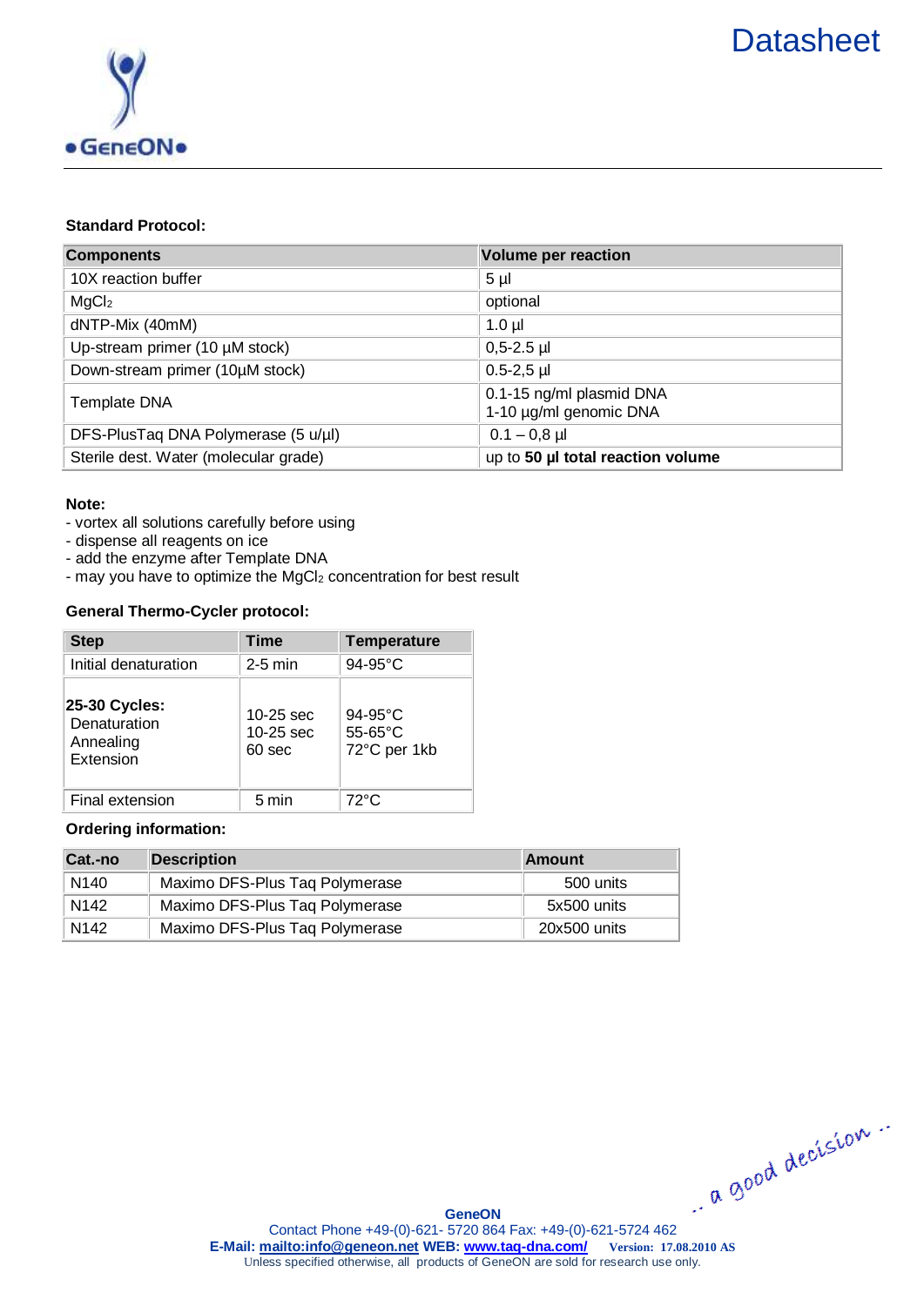# Datasheet

**Standard Protocol:**

| Components | Volume per reaction |
|---|---|
| 10X reaction buffer | 5 µl |
| $MgCl_2$ | optional |
| dNTP-Mix (40mM) | 1.0 µl |
| Up-stream primer (10 µM stock) | 0,5-2.5 µl |
| Down-stream primer (10µM stock) | 0.5-2,5 µl |
| Template DNA | 0.1-15 ng/ml plasmid DNA<br>1-10 µg/ml genomic DNA |
| DFS-PlusTaq DNA Polymerase (5 u/µl) | 0.1 – 0,8 µl |
| Sterile dest. Water (molecular grade) | up to **50 µl total reaction volume** |

**Note:**
- vortex all solutions carefully before using
- dispense all reagents on ice
- add the enzyme after Template DNA
- may you have to optimize the $MgCl_2$ concentration for best result

**General Thermo-Cycler protocol:**

| Step | Time | Temperature |
|---|---|---|
| Initial denaturation | 2-5 min | 94-95°C |
| **25-30 Cycles:**<br>Denaturation<br>Annealing<br>Extension | <br>10-25 sec<br>10-25 sec<br>60 sec | <br>94-95°C<br>55-65°C<br>72°C per 1kb |
| Final extension | 5 min | 72°C |

**Ordering information:**

| Cat.-no | Description | Amount |
|---|---|---|
| N140 | Maximo DFS-Plus Taq Polymerase | 500 units |
| N142 | Maximo DFS-Plus Taq Polymerase | 5x500 units |
| N142 | Maximo DFS-Plus Taq Polymerase | 20x500 units |

.. a good decision ..

**GeneON**
Contact Phone +49-(0)-621- 5720 864 Fax: +49-(0)-621-5724 462
**E-Mail:** mailto:info@geneon.net **WEB:** www.taq-dna.com/ **Version: 17.08.2010 AS**
Unless specified otherwise, all products of GeneON are sold for research use only.